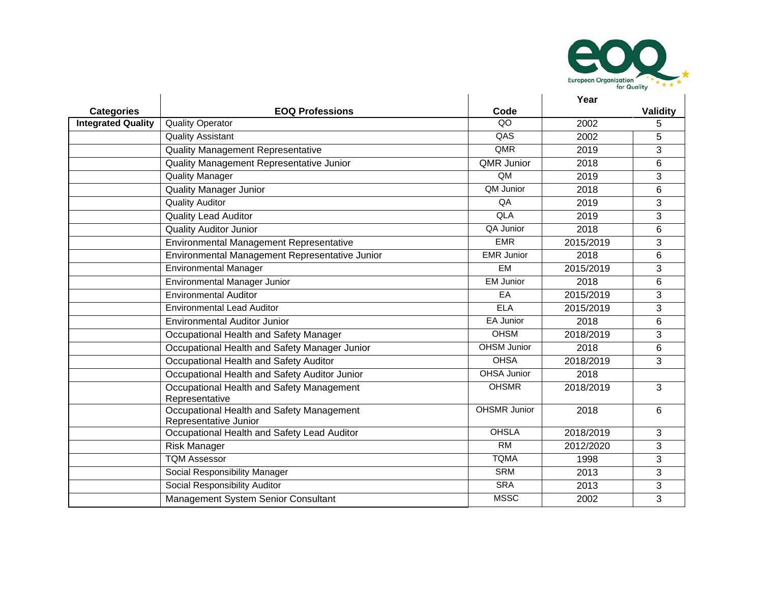| Categories | EOQ Professions | Code | Year | Validity |
|---|---|---|---|---|
| Integrated Quality | Quality Operator | QO | 2002 | 5 |
| | Quality Assistant | QAS | 2002 | 5 |
| | Quality Management Representative | QMR | 2019 | 3 |
| | Quality Management Representative Junior | QMR Junior | 2018 | 6 |
| | Quality Manager | QM | 2019 | 3 |
| | Quality Manager Junior | QM Junior | 2018 | 6 |
| | Quality Auditor | QA | 2019 | 3 |
| | Quality Lead Auditor | QLA | 2019 | 3 |
| | Quality Auditor Junior | QA Junior | 2018 | 6 |
| | Environmental Management Representative | EMR | 2015/2019 | 3 |
| | Environmental Management Representative Junior | EMR Junior | 2018 | 6 |
| | Environmental Manager | EM | 2015/2019 | 3 |
| | Environmental Manager Junior | EM Junior | 2018 | 6 |
| | Environmental Auditor | EA | 2015/2019 | 3 |
| | Environmental Lead Auditor | ELA | 2015/2019 | 3 |
| | Environmental Auditor Junior | EA Junior | 2018 | 6 |
| | Occupational Health and Safety Manager | OHSM | 2018/2019 | 3 |
| | Occupational Health and Safety Manager Junior | OHSM Junior | 2018 | 6 |
| | Occupational Health and Safety Auditor | OHSA | 2018/2019 | 3 |
| | Occupational Health and Safety Auditor Junior | OHSA Junior | 2018 | |
| | Occupational Health and Safety Management Representative | OHSMR | 2018/2019 | 3 |
| | Occupational Health and Safety Management Representative Junior | OHSMR Junior | 2018 | 6 |
| | Occupational Health and Safety Lead Auditor | OHSLA | 2018/2019 | 3 |
| | Risk Manager | RM | 2012/2020 | 3 |
| | TQM Assessor | TQMA | 1998 | 3 |
| | Social Responsibility Manager | SRM | 2013 | 3 |
| | Social Responsibility Auditor | SRA | 2013 | 3 |
| | Management System Senior Consultant | MSSC | 2002 | 3 |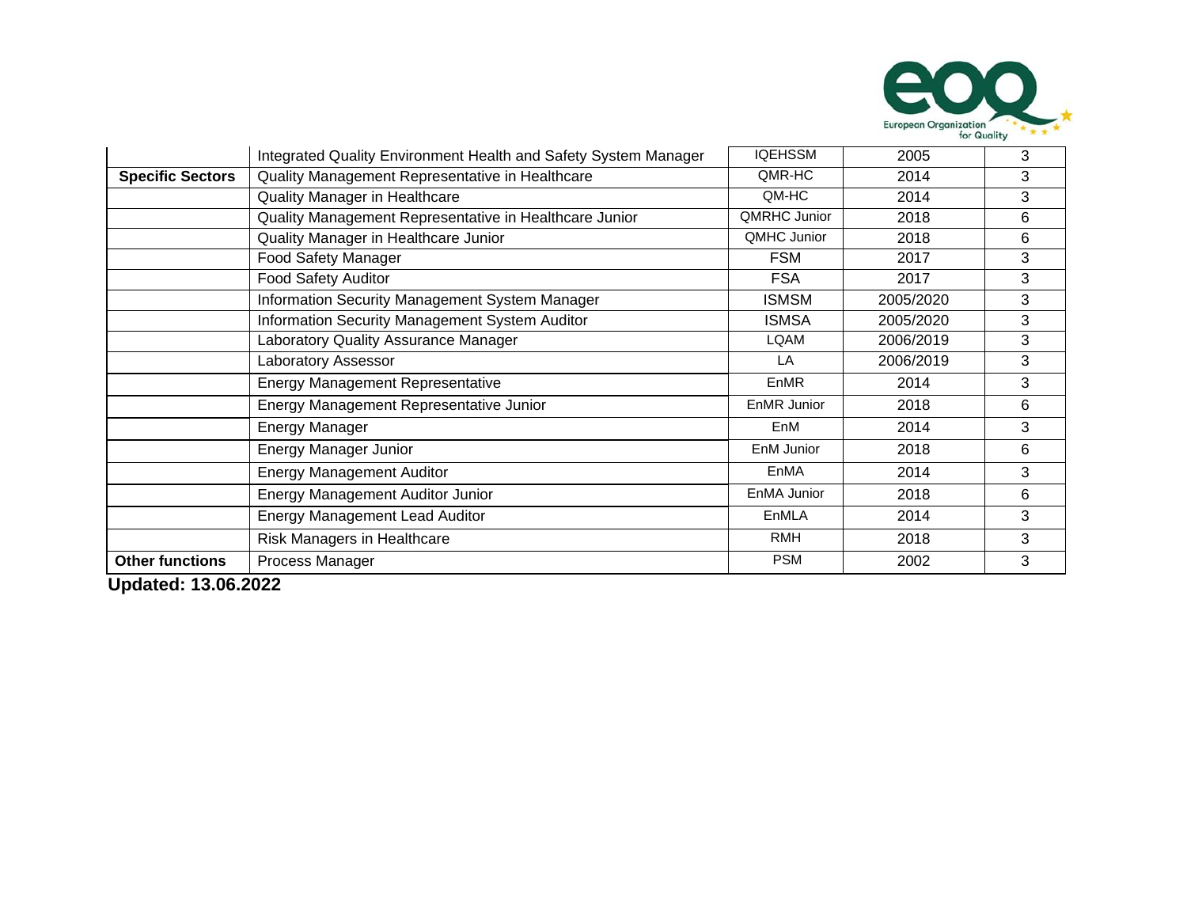| | | | | |
|---|---|---|---|---|
| | Integrated Quality Environment Health and Safety System Manager | IQEHSSM | 2005 | 3 |
| **Specific Sectors** | Quality Management Representative in Healthcare | QMR-HC | 2014 | 3 |
| | Quality Manager in Healthcare | QM-HC | 2014 | 3 |
| | Quality Management Representative in Healthcare Junior | QMRHC Junior | 2018 | 6 |
| | Quality Manager in Healthcare Junior | QMHC Junior | 2018 | 6 |
| | Food Safety Manager | FSM | 2017 | 3 |
| | Food Safety Auditor | FSA | 2017 | 3 |
| | Information Security Management System Manager | ISMSM | 2005/2020 | 3 |
| | Information Security Management System Auditor | ISMSA | 2005/2020 | 3 |
| | Laboratory Quality Assurance Manager | LQAM | 2006/2019 | 3 |
| | Laboratory Assessor | LA | 2006/2019 | 3 |
| | Energy Management Representative | EnMR | 2014 | 3 |
| | Energy Management Representative Junior | EnMR Junior | 2018 | 6 |
| | Energy Manager | EnM | 2014 | 3 |
| | Energy Manager Junior | EnM Junior | 2018 | 6 |
| | Energy Management Auditor | EnMA | 2014 | 3 |
| | Energy Management Auditor Junior | EnMA Junior | 2018 | 6 |
| | Energy Management Lead Auditor | EnMLA | 2014 | 3 |
| | Risk Managers in Healthcare | RMH | 2018 | 3 |
| **Other functions** | Process Manager | PSM | 2002 | 3 |

**Updated: 13.06.2022**